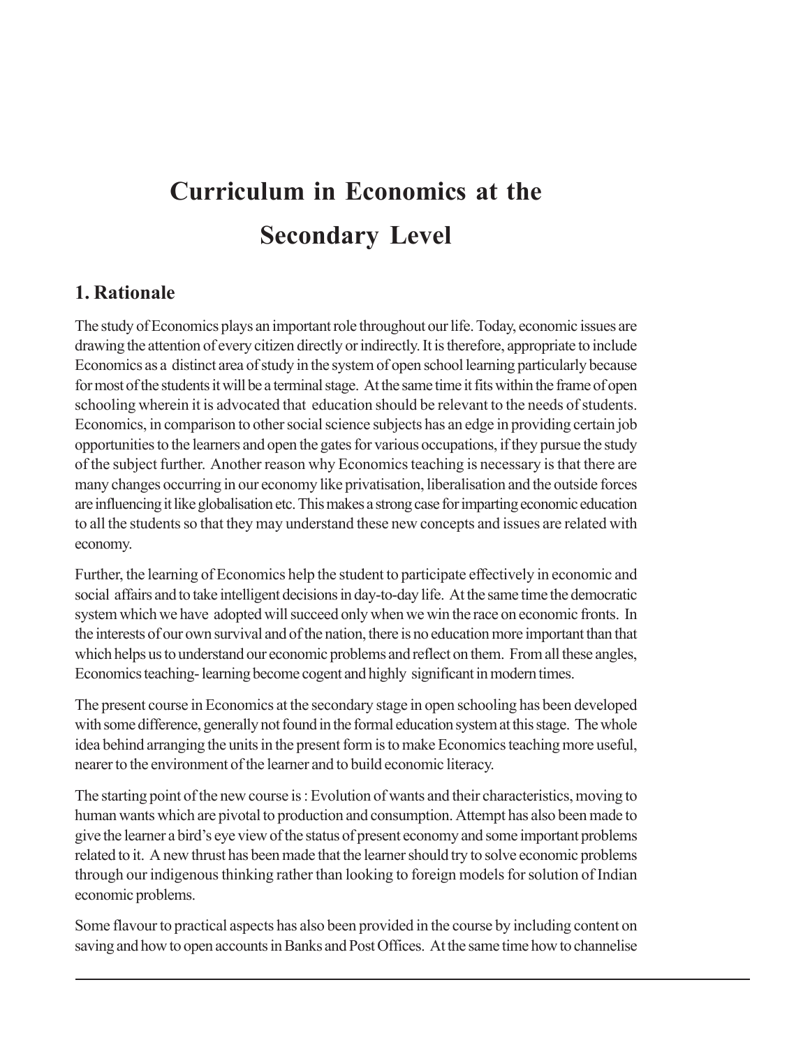# Curriculum in Economics at the Secondary Level

## 1. Rationale

The study of Economics plays an important role throughout our life. Today, economic issues are drawing the attention of every citizen directly or indirectly. It is therefore, appropriate to include Economics as a distinct area of study in the system of open school learning particularly because for most of the students it will be a terminal stage. At the same time it fits within the frame of open schooling wherein it is advocated that education should be relevant to the needs of students. Economics, in comparison to other social science subjects has an edge in providing certain job opportunities to the learners and open the gates for various occupations, if they pursue the study of the subject further. Another reason why Economics teaching is necessary is that there are many changes occurring in our economy like privatisation, liberalisation and the outside forces are influencing it like globalisation etc. This makes a strong case for imparting economic education to all the students so that they may understand these new concepts and issues are related with economy.

Further, the learning of Economics help the student to participate effectively in economic and social affairs and to take intelligent decisions in day-to-day life. At the same time the democratic system which we have adopted will succeed only when we win the race on economic fronts. In the interests of our own survival and of the nation, there is no education more important than that which helps us to understand our economic problems and reflect on them. From all these angles, Economics teaching- learning become cogent and highly significant in modern times.

The present course in Economics at the secondary stage in open schooling has been developed with some difference, generally not found in the formal education system at this stage. The whole idea behind arranging the units in the present form is to make Economics teaching more useful, nearer to the environment of the learner and to build economic literacy.

The starting point of the new course is : Evolution of wants and their characteristics, moving to human wants which are pivotal to production and consumption. Attempt has also been made to give the learner a bird's eye view of the status of present economy and some important problems related to it. A new thrust has been made that the learner should try to solve economic problems through our indigenous thinking rather than looking to foreign models for solution of Indian economic problems.

Some flavour to practical aspects has also been provided in the course by including content on saving and how to open accounts in Banks and Post Offices. At the same time how to channelise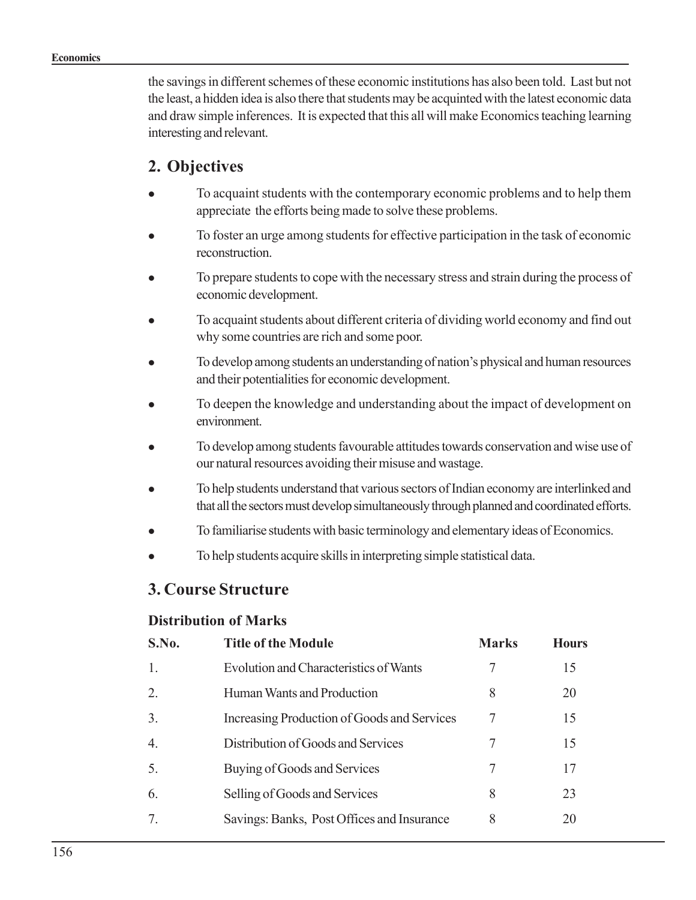the savings in different schemes of these economic institutions has also been told. Last but not the least, a hidden idea is also there that students may be acquinted with the latest economic data and draw simple inferences. It is expected that this all will make Economics teaching learning interesting and relevant.

## 2. Objectives

- To acquaint students with the contemporary economic problems and to help them appreciate the efforts being made to solve these problems.
- To foster an urge among students for effective participation in the task of economic reconstruction.
- To prepare students to cope with the necessary stress and strain during the process of economic development.
- To acquaint students about different criteria of dividing world economy and find out why some countries are rich and some poor.
- To develop among students an understanding of nation's physical and human resources and their potentialities for economic development.
- To deepen the knowledge and understanding about the impact of development on environment.
- To develop among students favourable attitudes towards conservation and wise use of our natural resources avoiding their misuse and wastage.
- To help students understand that various sectors of Indian economy are interlinked and that all the sectors must develop simultaneously through planned and coordinated efforts.
- To familiarise students with basic terminology and elementary ideas of Economics.
- To help students acquire skills in interpreting simple statistical data.

## 3. Course Structure

### Distribution of Marks

| S.No. | Title of the Module | Marks | Hours |
|---|---|---|---|
| 1. | Evolution and Characteristics of Wants | 7 | 15 |
| 2. | Human Wants and Production | 8 | 20 |
| 3. | Increasing Production of Goods and Services | 7 | 15 |
| 4. | Distribution of Goods and Services | 7 | 15 |
| 5. | Buying of Goods and Services | 7 | 17 |
| 6. | Selling of Goods and Services | 8 | 23 |
| 7. | Savings: Banks, Post Offices and Insurance | 8 | 20 |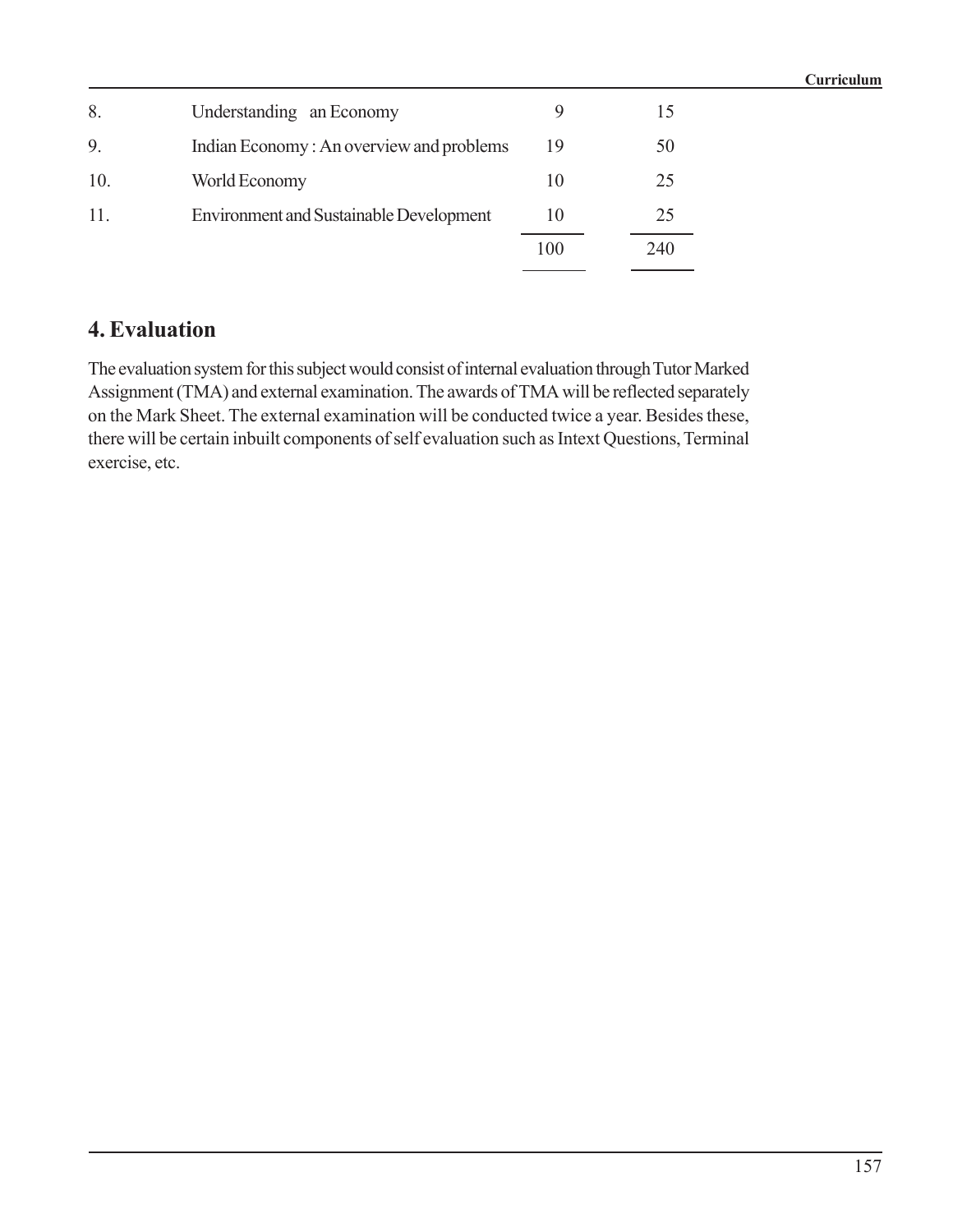| | | | |
|---|---|---|---|
| 8. | Understanding an Economy | 9 | 15 |
| 9. | Indian Economy : An overview and problems | 19 | 50 |
| 10. | World Economy | 10 | 25 |
| 11. | Environment and Sustainable Development | 10 | 25 |
| | | 100 | 240 |

## 4. Evaluation

The evaluation system for this subject would consist of internal evaluation through Tutor Marked Assignment (TMA) and external examination. The awards of TMA will be reflected separately on the Mark Sheet. The external examination will be conducted twice a year. Besides these, there will be certain inbuilt components of self evaluation such as Intext Questions, Terminal exercise, etc.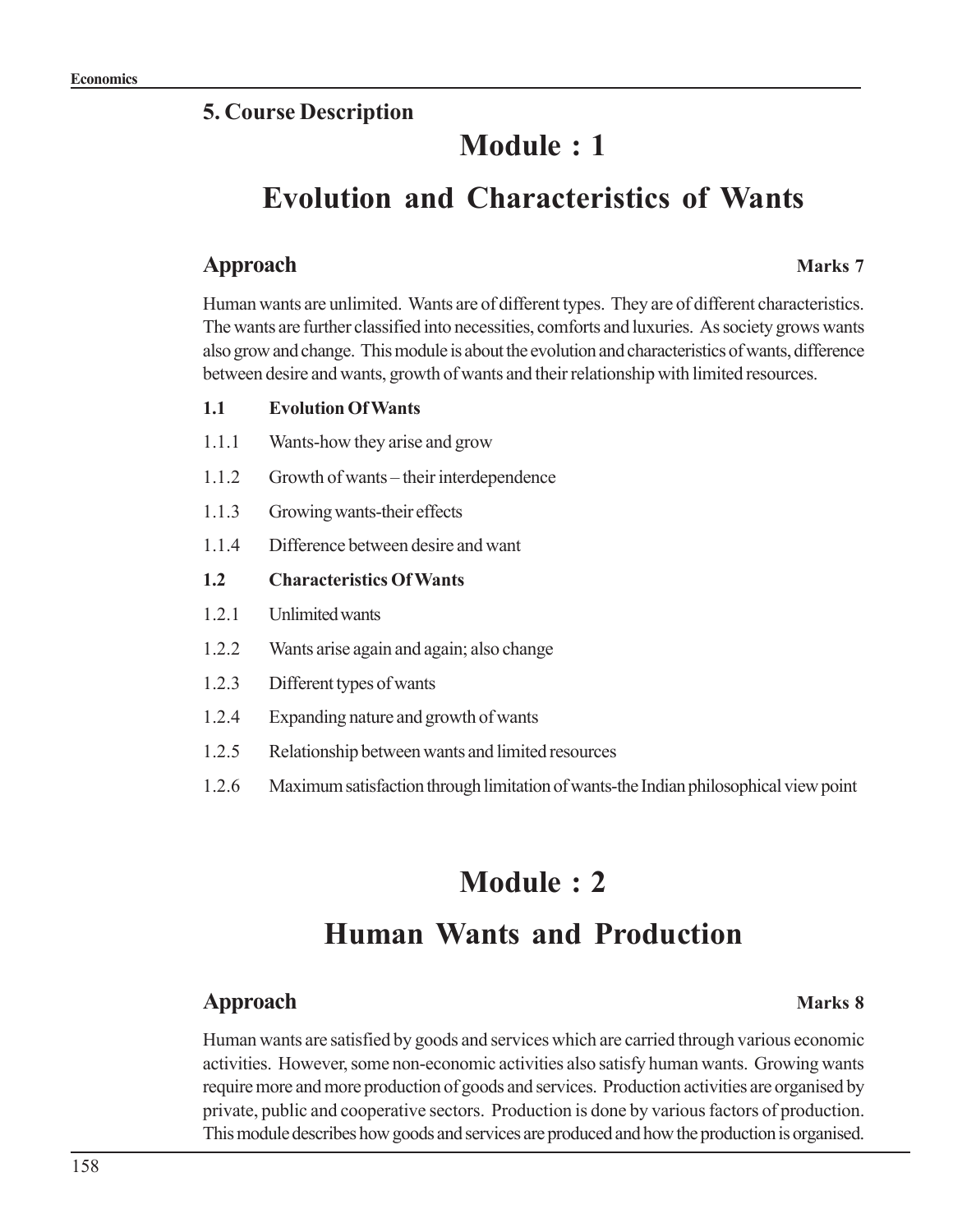## 5. Course Description

# Module : 1

# Evolution and Characteristics of Wants

### Approach

**Marks 7**

Human wants are unlimited. Wants are of different types. They are of different characteristics. The wants are further classified into necessities, comforts and luxuries. As society grows wants also grow and change. This module is about the evolution and characteristics of wants, difference between desire and wants, growth of wants and their relationship with limited resources.

**1.1 Evolution Of Wants**

1.1.1 Wants-how they arise and grow

1.1.2 Growth of wants – their interdependence

1.1.3 Growing wants-their effects

1.1.4 Difference between desire and want

**1.2 Characteristics Of Wants**

1.2.1 Unlimited wants

1.2.2 Wants arise again and again; also change

1.2.3 Different types of wants

1.2.4 Expanding nature and growth of wants

1.2.5 Relationship between wants and limited resources

1.2.6 Maximum satisfaction through limitation of wants-the Indian philosophical view point

# Module : 2

# Human Wants and Production

### Approach

**Marks 8**

Human wants are satisfied by goods and services which are carried through various economic activities. However, some non-economic activities also satisfy human wants. Growing wants require more and more production of goods and services. Production activities are organised by private, public and cooperative sectors. Production is done by various factors of production. This module describes how goods and services are produced and how the production is organised.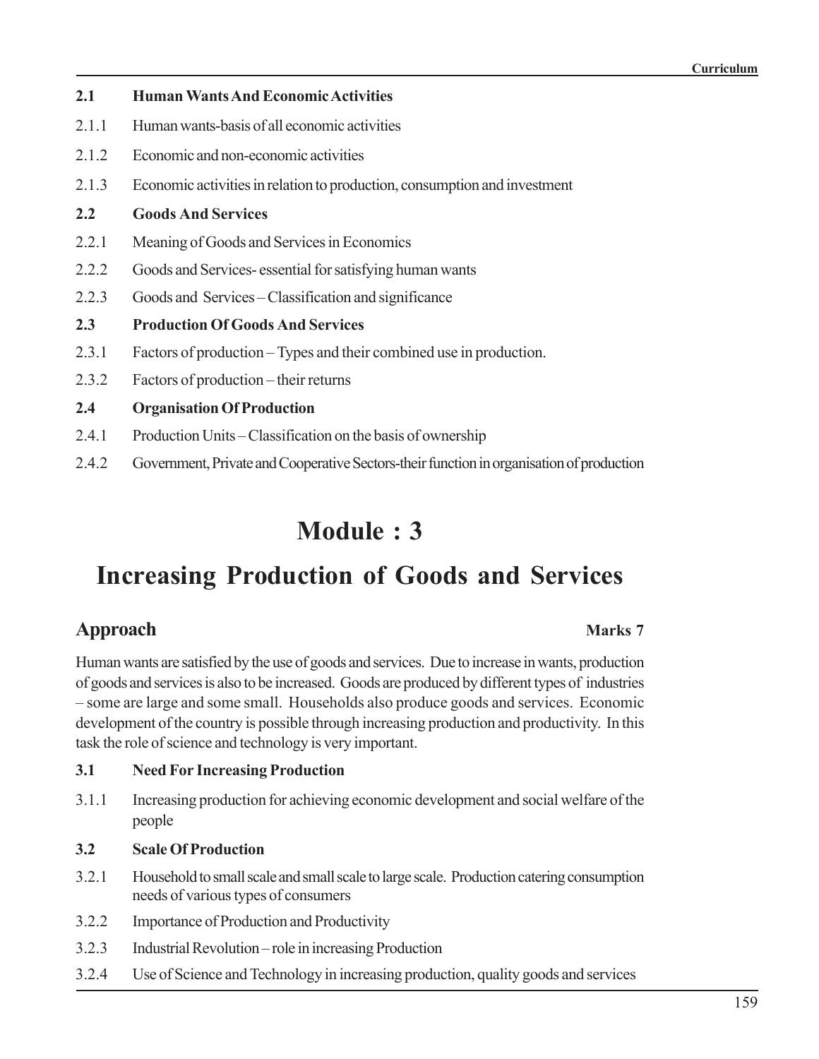**2.1 Human Wants And Economic Activities**

2.1.1 Human wants-basis of all economic activities

2.1.2 Economic and non-economic activities

2.1.3 Economic activities in relation to production, consumption and investment

**2.2 Goods And Services**

2.2.1 Meaning of Goods and Services in Economics

2.2.2 Goods and Services- essential for satisfying human wants

2.2.3 Goods and Services – Classification and significance

**2.3 Production Of Goods And Services**

2.3.1 Factors of production – Types and their combined use in production.

2.3.2 Factors of production – their returns

**2.4 Organisation Of Production**

2.4.1 Production Units – Classification on the basis of ownership

2.4.2 Government, Private and Cooperative Sectors-their function in organisation of production

# Module : 3

# Increasing Production of Goods and Services

## Approach

**Marks 7**

Human wants are satisfied by the use of goods and services. Due to increase in wants, production of goods and services is also to be increased. Goods are produced by different types of industries – some are large and some small. Households also produce goods and services. Economic development of the country is possible through increasing production and productivity. In this task the role of science and technology is very important.

**3.1 Need For Increasing Production**

3.1.1 Increasing production for achieving economic development and social welfare of the people

**3.2 Scale Of Production**

3.2.1 Household to small scale and small scale to large scale. Production catering consumption needs of various types of consumers

3.2.2 Importance of Production and Productivity

3.2.3 Industrial Revolution – role in increasing Production

3.2.4 Use of Science and Technology in increasing production, quality goods and services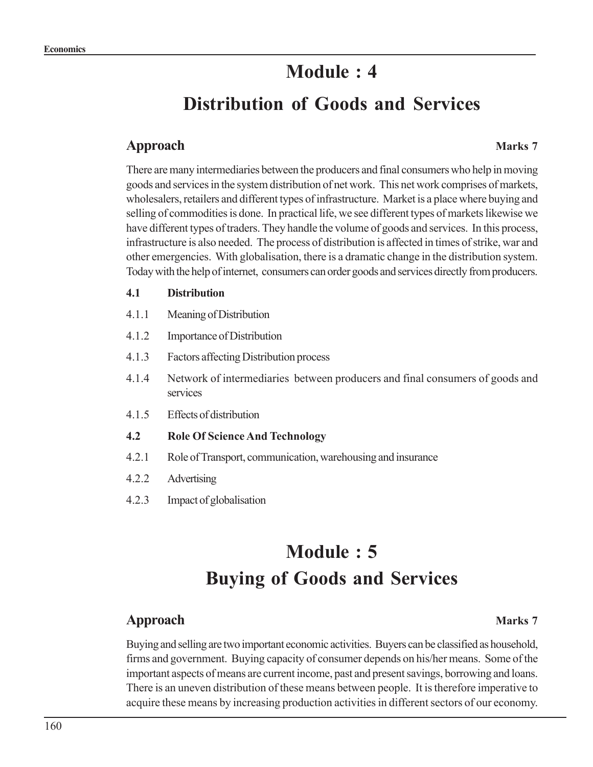# Module : 4

# Distribution of Goods and Services

## Approach

**Marks 7**

There are many intermediaries between the producers and final consumers who help in moving goods and services in the system distribution of net work. This net work comprises of markets, wholesalers, retailers and different types of infrastructure. Market is a place where buying and selling of commodities is done. In practical life, we see different types of markets likewise we have different types of traders. They handle the volume of goods and services. In this process, infrastructure is also needed. The process of distribution is affected in times of strike, war and other emergencies. With globalisation, there is a dramatic change in the distribution system. Today with the help of internet, consumers can order goods and services directly from producers.

**4.1 Distribution**

4.1.1 Meaning of Distribution

4.1.2 Importance of Distribution

4.1.3 Factors affecting Distribution process

4.1.4 Network of intermediaries between producers and final consumers of goods and services

4.1.5 Effects of distribution

**4.2 Role Of Science And Technology**

4.2.1 Role of Transport, communication, warehousing and insurance

4.2.2 Advertising

4.2.3 Impact of globalisation

# Module : 5

# Buying of Goods and Services

## Approach

**Marks 7**

Buying and selling are two important economic activities. Buyers can be classified as household, firms and government. Buying capacity of consumer depends on his/her means. Some of the important aspects of means are current income, past and present savings, borrowing and loans. There is an uneven distribution of these means between people. It is therefore imperative to acquire these means by increasing production activities in different sectors of our economy.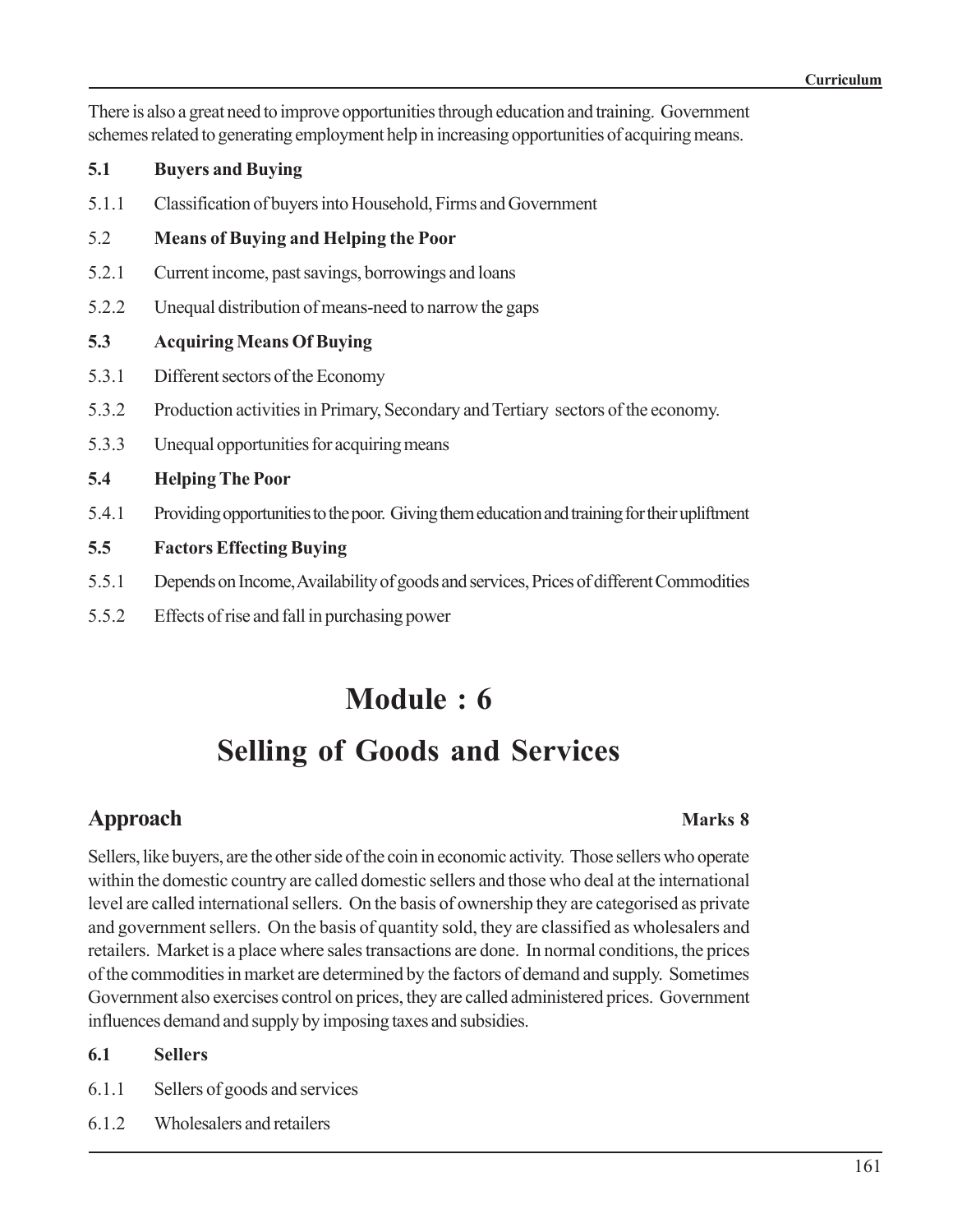There is also a great need to improve opportunities through education and training. Government schemes related to generating employment help in increasing opportunities of acquiring means.

**5.1 Buyers and Buying**

5.1.1 Classification of buyers into Household, Firms and Government

5.2 **Means of Buying and Helping the Poor**

5.2.1 Current income, past savings, borrowings and loans

5.2.2 Unequal distribution of means-need to narrow the gaps

**5.3 Acquiring Means Of Buying**

5.3.1 Different sectors of the Economy

5.3.2 Production activities in Primary, Secondary and Tertiary sectors of the economy.

5.3.3 Unequal opportunities for acquiring means

**5.4 Helping The Poor**

5.4.1 Providing opportunities to the poor. Giving them education and training for their upliftment

**5.5 Factors Effecting Buying**

5.5.1 Depends on Income, Availability of goods and services, Prices of different Commodities

5.5.2 Effects of rise and fall in purchasing power

# Module : 6

# Selling of Goods and Services

## Approach

**Marks 8**

Sellers, like buyers, are the other side of the coin in economic activity. Those sellers who operate within the domestic country are called domestic sellers and those who deal at the international level are called international sellers. On the basis of ownership they are categorised as private and government sellers. On the basis of quantity sold, they are classified as wholesalers and retailers. Market is a place where sales transactions are done. In normal conditions, the prices of the commodities in market are determined by the factors of demand and supply. Sometimes Government also exercises control on prices, they are called administered prices. Government influences demand and supply by imposing taxes and subsidies.

**6.1 Sellers**

6.1.1 Sellers of goods and services

6.1.2 Wholesalers and retailers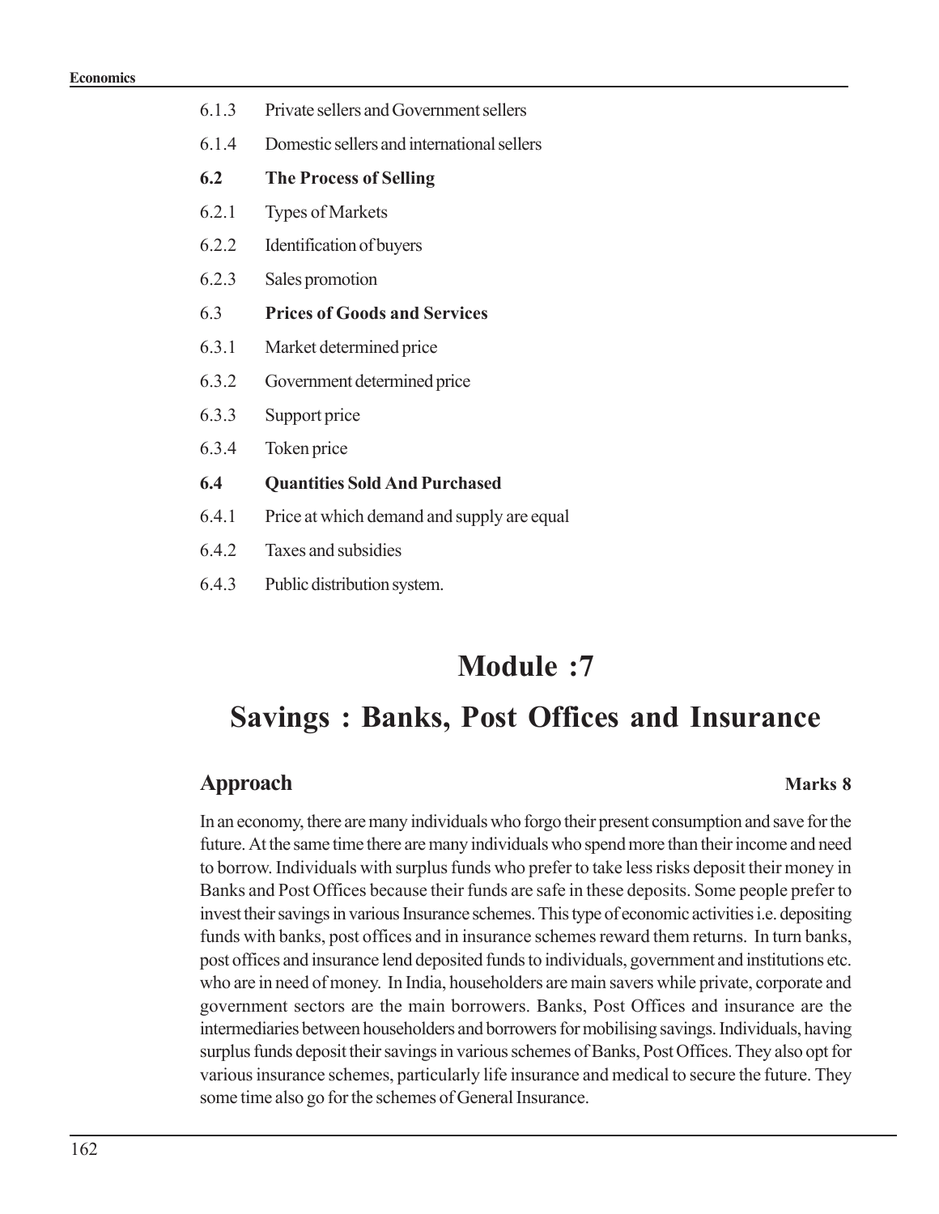6.1.3 Private sellers and Government sellers

6.1.4 Domestic sellers and international sellers

**6.2 The Process of Selling**

6.2.1 Types of Markets

6.2.2 Identification of buyers

6.2.3 Sales promotion

6.3 **Prices of Goods and Services**

6.3.1 Market determined price

6.3.2 Government determined price

6.3.3 Support price

6.3.4 Token price

**6.4 Quantities Sold And Purchased**

6.4.1 Price at which demand and supply are equal

6.4.2 Taxes and subsidies

6.4.3 Public distribution system.

# Module :7

# Savings : Banks, Post Offices and Insurance

## Approach **Marks 8**

In an economy, there are many individuals who forgo their present consumption and save for the future. At the same time there are many individuals who spend more than their income and need to borrow. Individuals with surplus funds who prefer to take less risks deposit their money in Banks and Post Offices because their funds are safe in these deposits. Some people prefer to invest their savings in various Insurance schemes. This type of economic activities i.e. depositing funds with banks, post offices and in insurance schemes reward them returns. In turn banks, post offices and insurance lend deposited funds to individuals, government and institutions etc. who are in need of money. In India, householders are main savers while private, corporate and government sectors are the main borrowers. Banks, Post Offices and insurance are the intermediaries between householders and borrowers for mobilising savings. Individuals, having surplus funds deposit their savings in various schemes of Banks, Post Offices. They also opt for various insurance schemes, particularly life insurance and medical to secure the future. They some time also go for the schemes of General Insurance.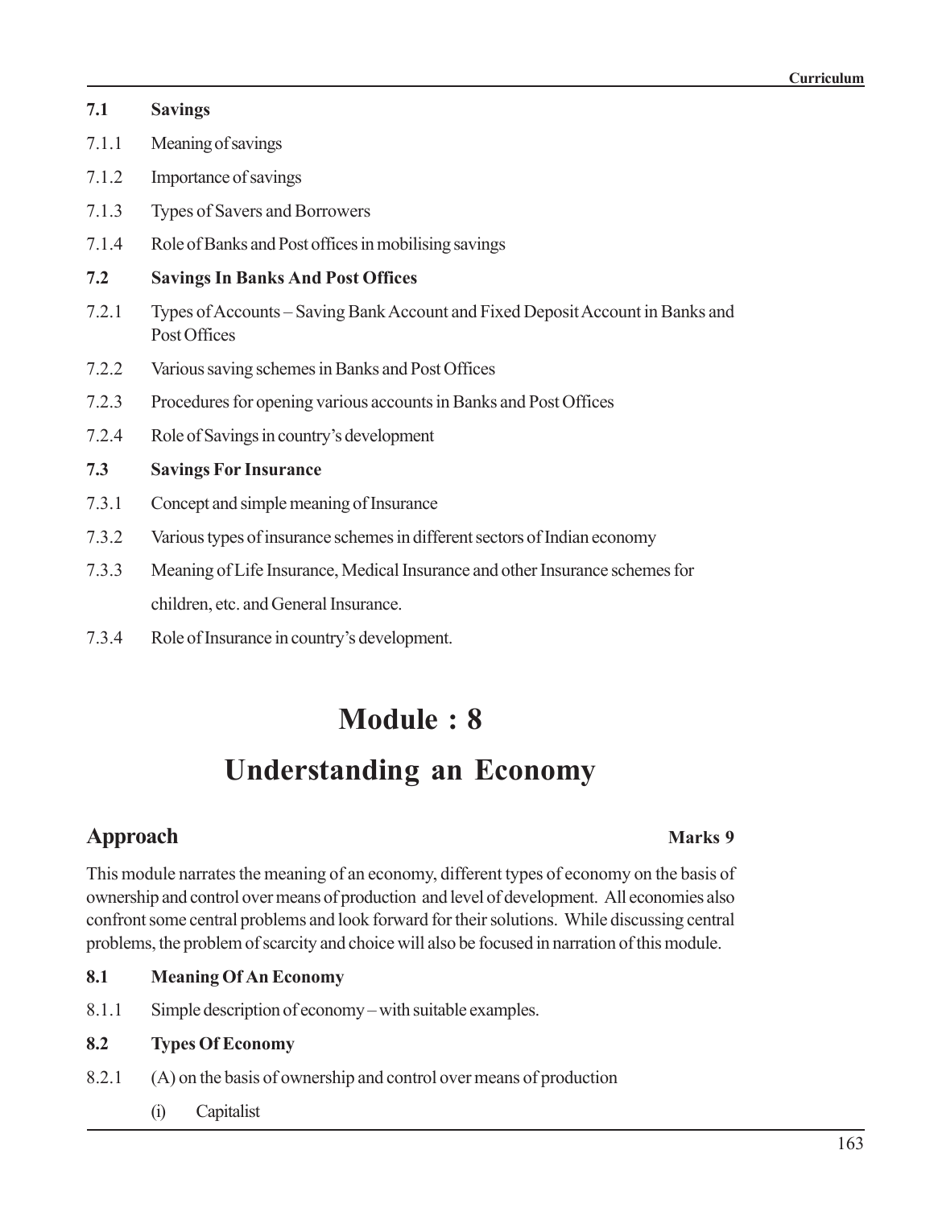**7.1 Savings**

7.1.1 Meaning of savings

7.1.2 Importance of savings

7.1.3 Types of Savers and Borrowers

7.1.4 Role of Banks and Post offices in mobilising savings

**7.2 Savings In Banks And Post Offices**

7.2.1 Types of Accounts – Saving Bank Account and Fixed Deposit Account in Banks and Post Offices

7.2.2 Various saving schemes in Banks and Post Offices

7.2.3 Procedures for opening various accounts in Banks and Post Offices

7.2.4 Role of Savings in country's development

**7.3 Savings For Insurance**

7.3.1 Concept and simple meaning of Insurance

7.3.2 Various types of insurance schemes in different sectors of Indian economy

7.3.3 Meaning of Life Insurance, Medical Insurance and other Insurance schemes for children, etc. and General Insurance.

7.3.4 Role of Insurance in country's development.

# Module : 8

# Understanding an Economy

## Approach

**Marks 9**

This module narrates the meaning of an economy, different types of economy on the basis of ownership and control over means of production and level of development. All economies also confront some central problems and look forward for their solutions. While discussing central problems, the problem of scarcity and choice will also be focused in narration of this module.

**8.1 Meaning Of An Economy**

8.1.1 Simple description of economy – with suitable examples.

**8.2 Types Of Economy**

8.2.1 (A) on the basis of ownership and control over means of production

(i) Capitalist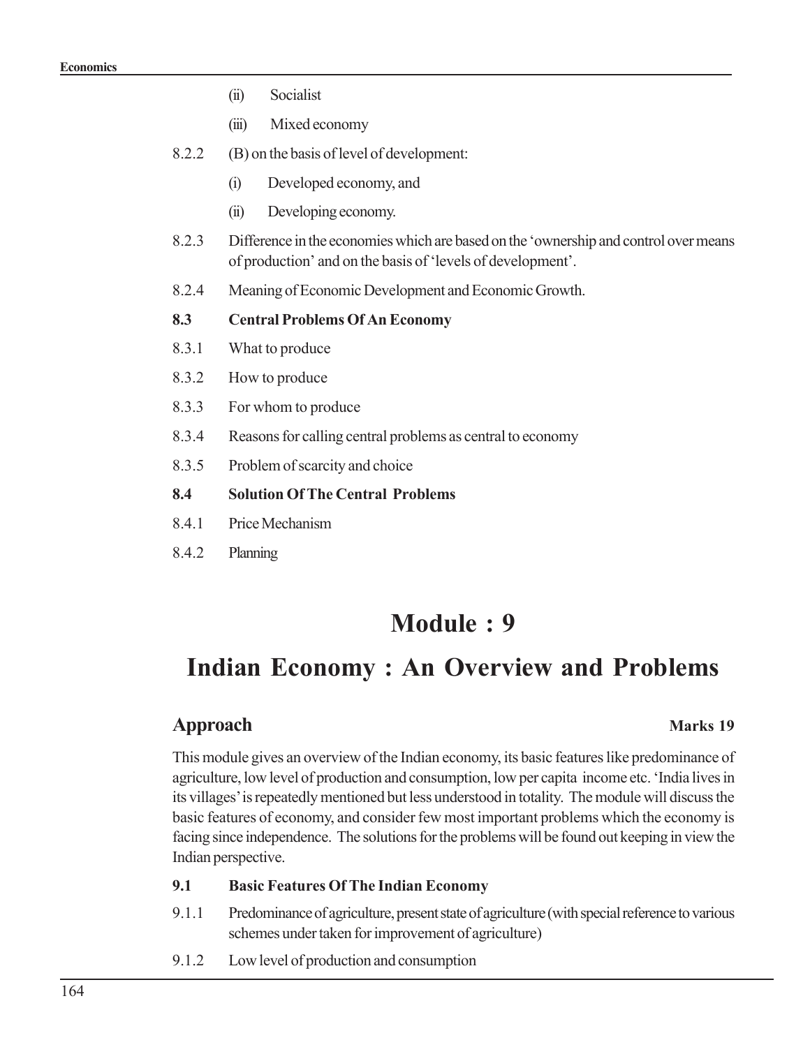(ii) Socialist

(iii) Mixed economy

8.2.2 (B) on the basis of level of development:

(i) Developed economy, and

(ii) Developing economy.

8.2.3 Difference in the economies which are based on the 'ownership and control over means of production' and on the basis of 'levels of development'.

8.2.4 Meaning of Economic Development and Economic Growth.

**8.3 Central Problems Of An Economy**

8.3.1 What to produce

8.3.2 How to produce

8.3.3 For whom to produce

8.3.4 Reasons for calling central problems as central to economy

8.3.5 Problem of scarcity and choice

**8.4 Solution Of The Central Problems**

8.4.1 Price Mechanism

8.4.2 Planning

# Module : 9

# Indian Economy : An Overview and Problems

## Approach

**Marks 19**

This module gives an overview of the Indian economy, its basic features like predominance of agriculture, low level of production and consumption, low per capita income etc. 'India lives in its villages' is repeatedly mentioned but less understood in totality. The module will discuss the basic features of economy, and consider few most important problems which the economy is facing since independence. The solutions for the problems will be found out keeping in view the Indian perspective.

**9.1 Basic Features Of The Indian Economy**

9.1.1 Predominance of agriculture, present state of agriculture (with special reference to various schemes under taken for improvement of agriculture)

9.1.2 Low level of production and consumption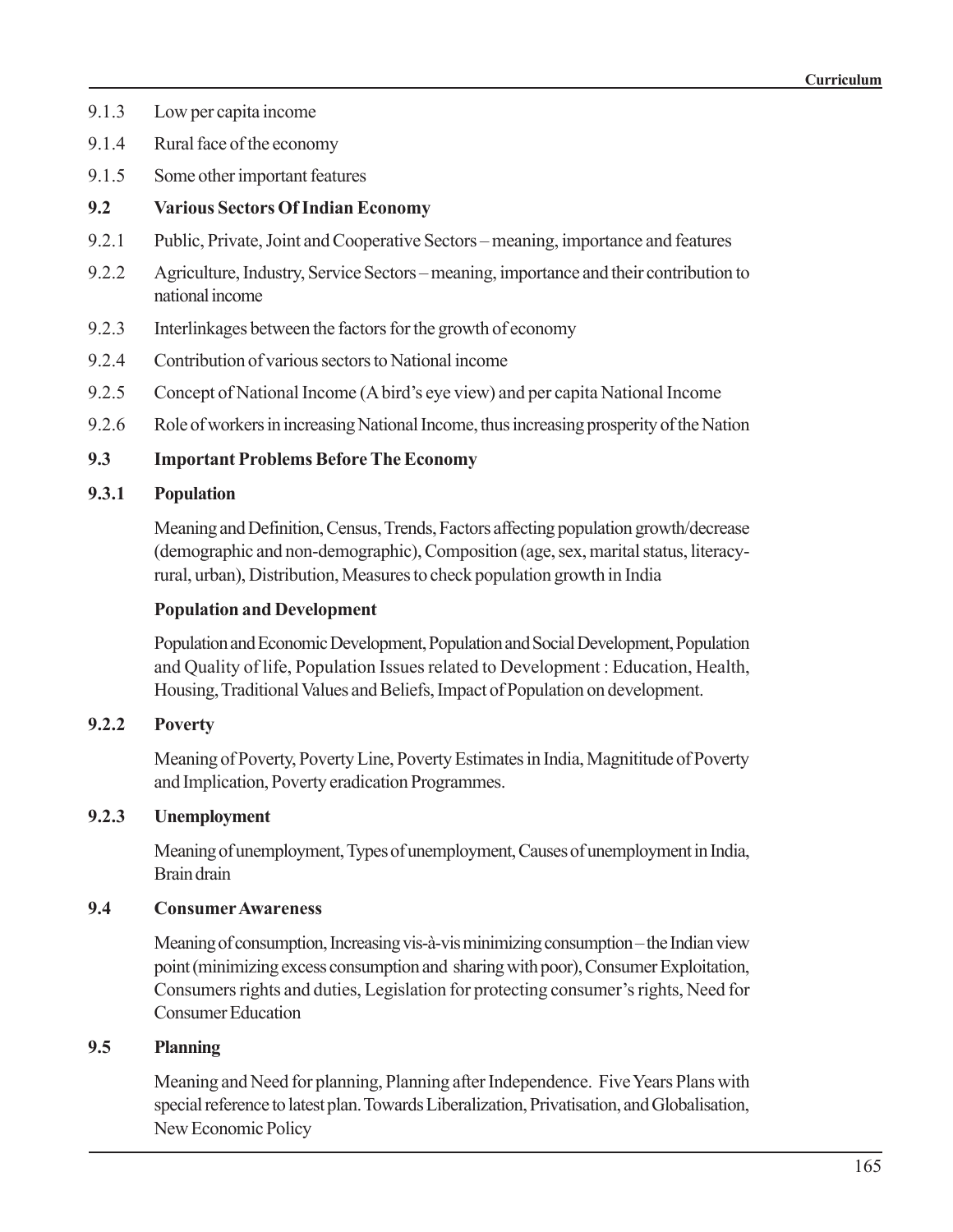9.1.3 Low per capita income

9.1.4 Rural face of the economy

9.1.5 Some other important features

**9.2 Various Sectors Of Indian Economy**

9.2.1 Public, Private, Joint and Cooperative Sectors – meaning, importance and features

9.2.2 Agriculture, Industry, Service Sectors – meaning, importance and their contribution to national income

9.2.3 Interlinkages between the factors for the growth of economy

9.2.4 Contribution of various sectors to National income

9.2.5 Concept of National Income (A bird's eye view) and per capita National Income

9.2.6 Role of workers in increasing National Income, thus increasing prosperity of the Nation

**9.3 Important Problems Before The Economy**

**9.3.1 Population**

Meaning and Definition, Census, Trends, Factors affecting population growth/decrease (demographic and non-demographic), Composition (age, sex, marital status, literacy-rural, urban), Distribution, Measures to check population growth in India

**Population and Development**

Population and Economic Development, Population and Social Development, Population and Quality of life, Population Issues related to Development : Education, Health, Housing, Traditional Values and Beliefs, Impact of Population on development.

**9.2.2 Poverty**

Meaning of Poverty, Poverty Line, Poverty Estimates in India, Magnititude of Poverty and Implication, Poverty eradication Programmes.

**9.2.3 Unemployment**

Meaning of unemployment, Types of unemployment, Causes of unemployment in India, Brain drain

**9.4 Consumer Awareness**

Meaning of consumption, Increasing vis-à-vis minimizing consumption – the Indian view point (minimizing excess consumption and sharing with poor), Consumer Exploitation, Consumers rights and duties, Legislation for protecting consumer's rights, Need for Consumer Education

**9.5 Planning**

Meaning and Need for planning, Planning after Independence. Five Years Plans with special reference to latest plan. Towards Liberalization, Privatisation, and Globalisation, New Economic Policy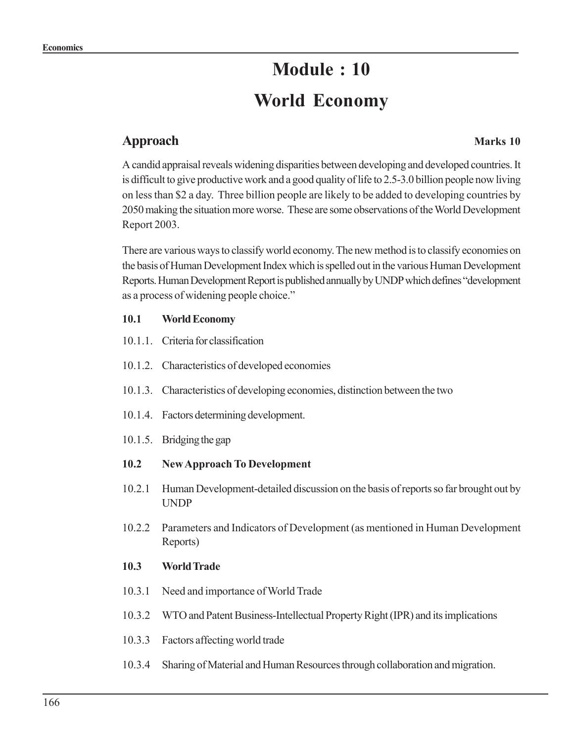# Module : 10

# World Economy

## Approach

**Marks 10**

A candid appraisal reveals widening disparities between developing and developed countries. It is difficult to give productive work and a good quality of life to 2.5-3.0 billion people now living on less than $2 a day. Three billion people are likely to be added to developing countries by 2050 making the situation more worse. These are some observations of the World Development Report 2003.

There are various ways to classify world economy. The new method is to classify economies on the basis of Human Development Index which is spelled out in the various Human Development Reports. Human Development Report is published annually by UNDP which defines "development as a process of widening people choice."

**10.1 World Economy**

10.1.1. Criteria for classification

10.1.2. Characteristics of developed economies

10.1.3. Characteristics of developing economies, distinction between the two

10.1.4. Factors determining development.

10.1.5. Bridging the gap

**10.2 New Approach To Development**

10.2.1 Human Development-detailed discussion on the basis of reports so far brought out by UNDP

10.2.2 Parameters and Indicators of Development (as mentioned in Human Development Reports)

**10.3 World Trade**

10.3.1 Need and importance of World Trade

10.3.2 WTO and Patent Business-Intellectual Property Right (IPR) and its implications

10.3.3 Factors affecting world trade

10.3.4 Sharing of Material and Human Resources through collaboration and migration.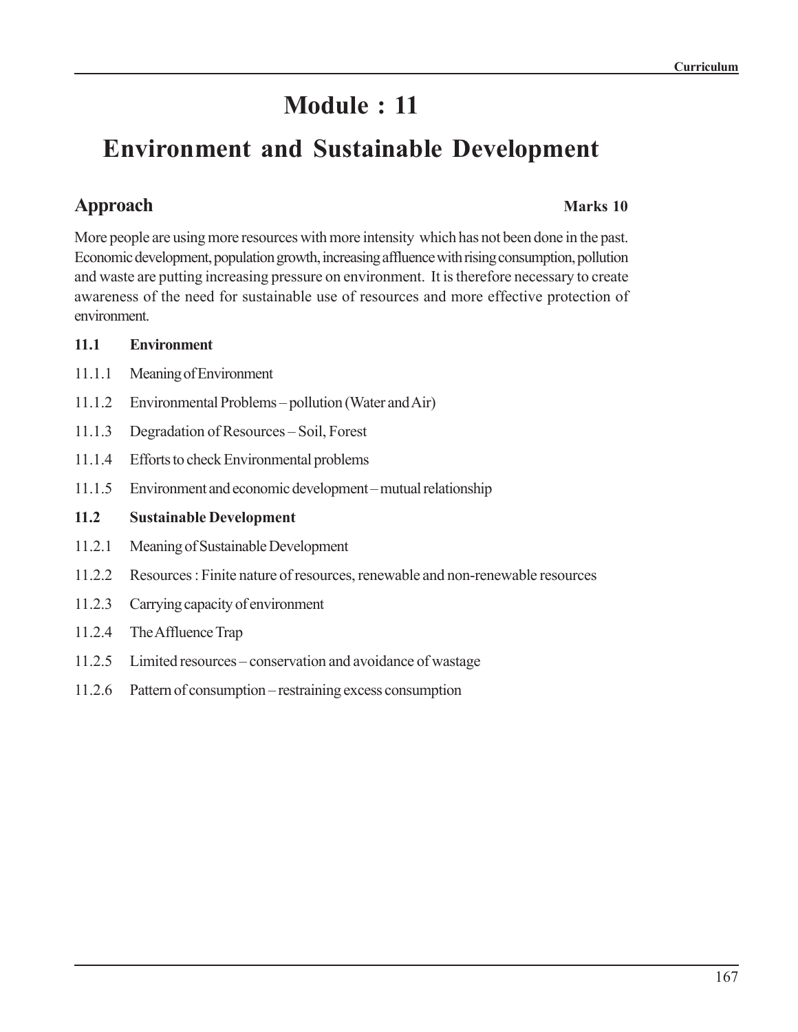# Module : 11

# Environment and Sustainable Development

## Approach

**Marks 10**

More people are using more resources with more intensity which has not been done in the past. Economic development, population growth, increasing affluence with rising consumption, pollution and waste are putting increasing pressure on environment. It is therefore necessary to create awareness of the need for sustainable use of resources and more effective protection of environment.

**11.1 Environment**

11.1.1 Meaning of Environment

11.1.2 Environmental Problems – pollution (Water and Air)

11.1.3 Degradation of Resources – Soil, Forest

11.1.4 Efforts to check Environmental problems

11.1.5 Environment and economic development – mutual relationship

**11.2 Sustainable Development**

11.2.1 Meaning of Sustainable Development

11.2.2 Resources : Finite nature of resources, renewable and non-renewable resources

11.2.3 Carrying capacity of environment

11.2.4 The Affluence Trap

11.2.5 Limited resources – conservation and avoidance of wastage

11.2.6 Pattern of consumption – restraining excess consumption